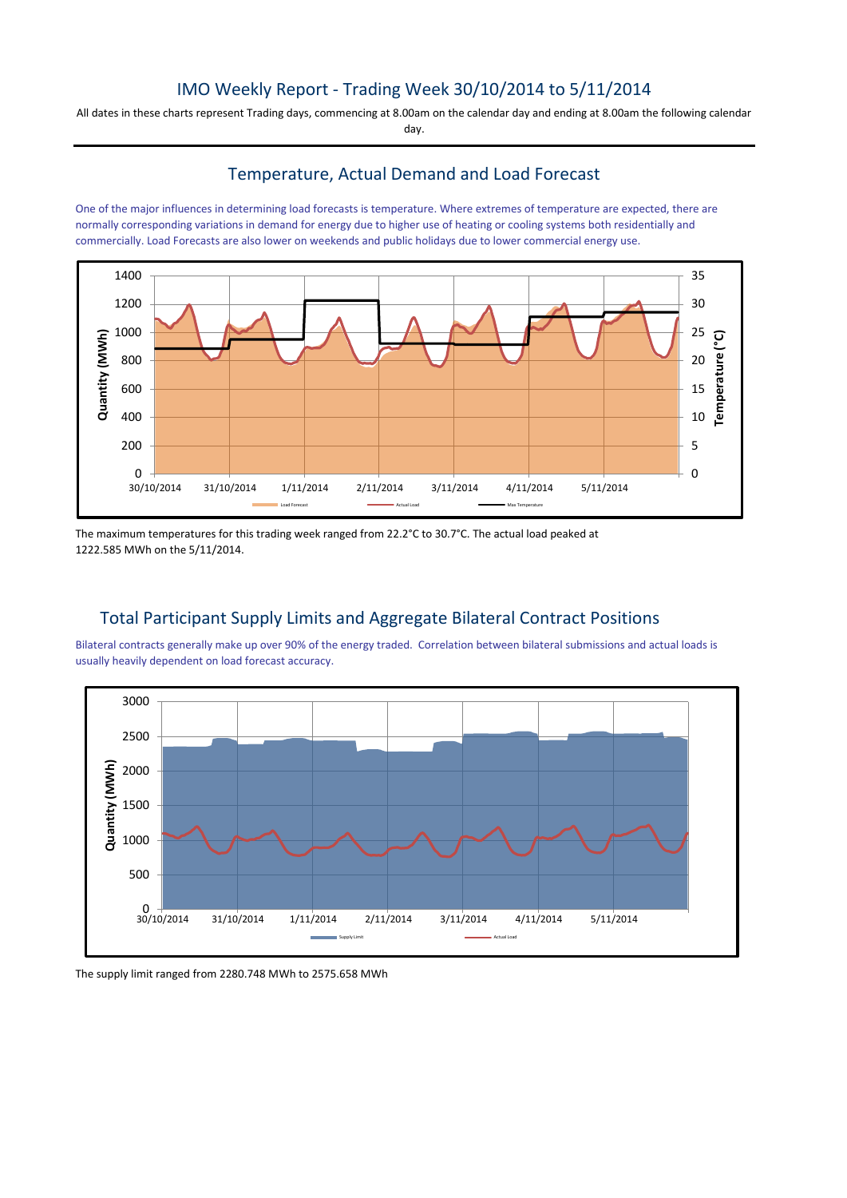# IMO Weekly Report - Trading Week 30/10/2014 to 5/11/2014

All dates in these charts represent Trading days, commencing at 8.00am on the calendar day and ending at 8.00am the following calendar day.

## Temperature, Actual Demand and Load Forecast

One of the major influences in determining load forecasts is temperature. Where extremes of temperature are expected, there are normally corresponding variations in demand for energy due to higher use of heating or cooling systems both residentially and commercially. Load Forecasts are also lower on weekends and public holidays due to lower commercial energy use.

The maximum temperatures for this trading week ranged from 22.2°C to 30.7°C. The actual load peaked at 1222.585 MWh on the 5/11/2014.

## Total Participant Supply Limits and Aggregate Bilateral Contract Positions

Bilateral contracts generally make up over 90% of the energy traded. Correlation between bilateral submissions and actual loads is usually heavily dependent on load forecast accuracy.

The supply limit ranged from 2280.748 MWh to 2575.658 MWh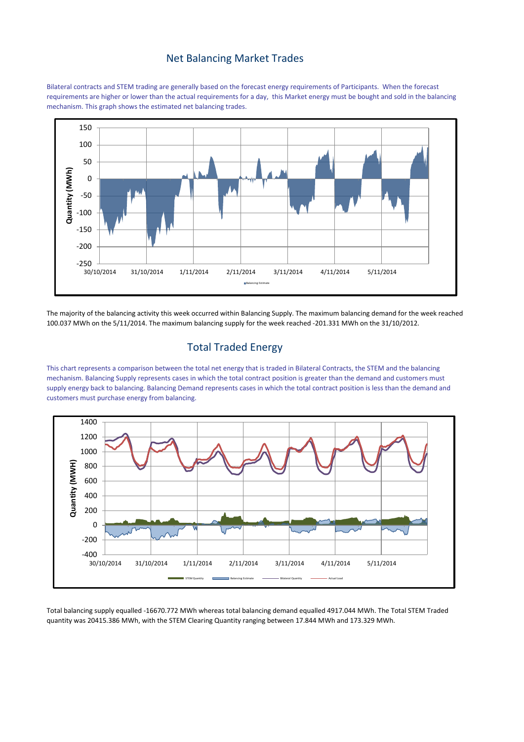## Net Balancing Market Trades

Bilateral contracts and STEM trading are generally based on the forecast energy requirements of Participants. When the forecast requirements are higher or lower than the actual requirements for a day, this Market energy must be bought and sold in the balancing mechanism. This graph shows the estimated net balancing trades.

The majority of the balancing activity this week occurred within Balancing Supply. The maximum balancing demand for the week reached 100.037 MWh on the 5/11/2014. The maximum balancing supply for the week reached -201.331 MWh on the 31/10/2012.

## Total Traded Energy

This chart represents a comparison between the total net energy that is traded in Bilateral Contracts, the STEM and the balancing mechanism. Balancing Supply represents cases in which the total contract position is greater than the demand and customers must supply energy back to balancing. Balancing Demand represents cases in which the total contract position is less than the demand and customers must purchase energy from balancing.

Total balancing supply equalled -16670.772 MWh whereas total balancing demand equalled 4917.044 MWh. The Total STEM Traded quantity was 20415.386 MWh, with the STEM Clearing Quantity ranging between 17.844 MWh and 173.329 MWh.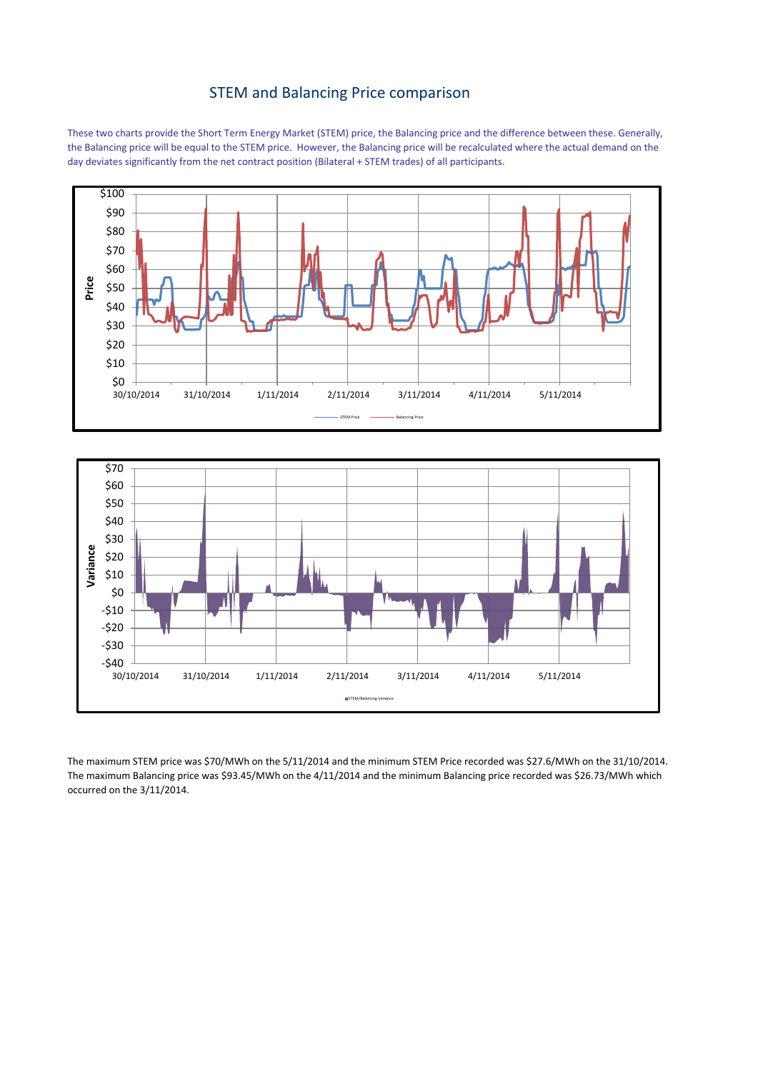## STEM and Balancing Price comparison

These two charts provide the Short Term Energy Market (STEM) price, the Balancing price and the difference between these. Generally, the Balancing price will be equal to the STEM price. However, the Balancing price will be recalculated where the actual demand on the day deviates significantly from the net contract position (Bilateral + STEM trades) of all participants.

Price

$100
$90
$80
$70
$60
$50
$40
$30
$20
$10
$0

30/10/2014 31/10/2014 1/11/2014 2/11/2014 3/11/2014 4/11/2014 5/11/2014

STEM Price Balancing Price

Variance

$70
$60
$50
$40
$30
$20
$10
$0
-$10
-$20
-$30
-$40

30/10/2014 31/10/2014 1/11/2014 2/11/2014 3/11/2014 4/11/2014 5/11/2014

STEM/Balancing Variance

The maximum STEM price was $70/MWh on the 5/11/2014 and the minimum STEM Price recorded was $27.6/MWh on the 31/10/2014. The maximum Balancing price was $93.45/MWh on the 4/11/2014 and the minimum Balancing price recorded was $26.73/MWh which occurred on the 3/11/2014.